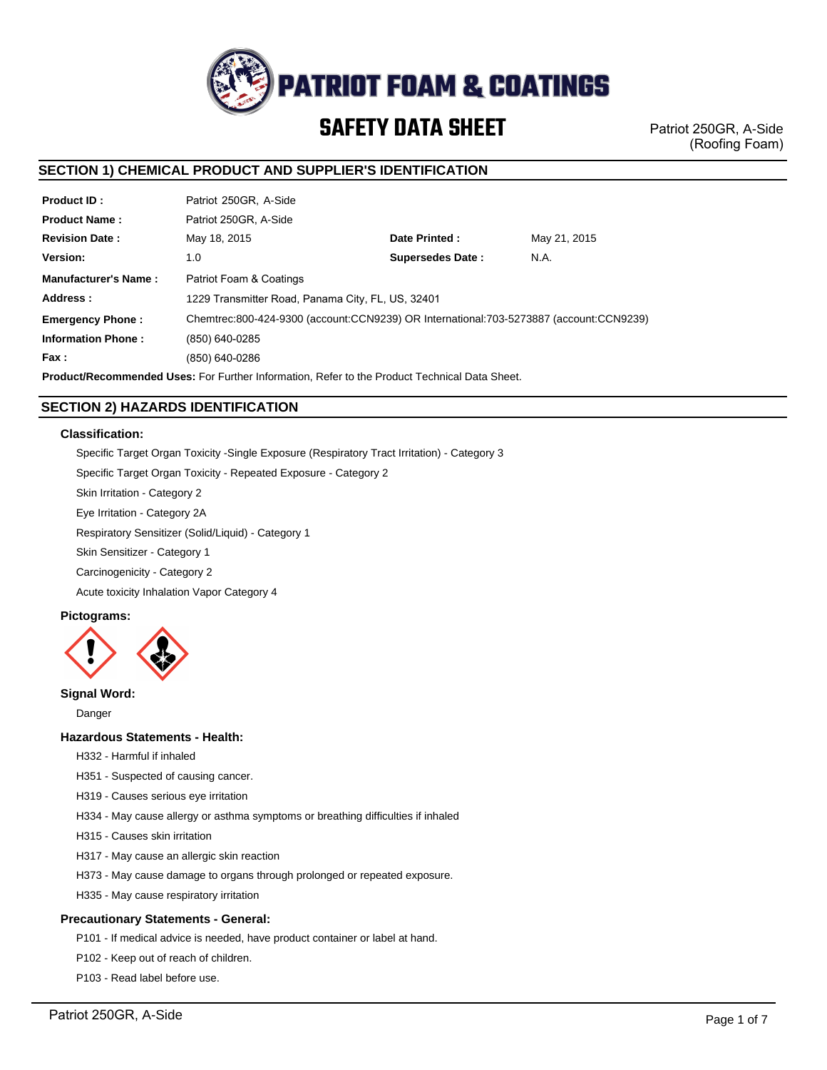# PATRIOT FOAM & COATINGS

# SAFETY DATA SHEET

Patriot 250GR, A-Side
(Roofing Foam)

## SECTION 1) CHEMICAL PRODUCT AND SUPPLIER'S IDENTIFICATION

| | | | |
|---|---|---|---|
| **Product ID :** | Patriot 250GR, A-Side | | |
| **Product Name :** | Patriot 250GR, A-Side | | |
| **Revision Date :** | May 18, 2015 | **Date Printed :** | May 21, 2015 |
| **Version:** | 1.0 | **Supersedes Date :** | N.A. |
| **Manufacturer's Name :** | Patriot Foam & Coatings | | |
| **Address :** | 1229 Transmitter Road, Panama City, FL, US, 32401 | | |
| **Emergency Phone :** | Chemtrec:800-424-9300 (account:CCN9239) OR International:703-5273887 (account:CCN9239) | | |
| **Information Phone :** | (850) 640-0285 | | |
| **Fax :** | (850) 640-0286 | | |

**Product/Recommended Uses:** For Further Information, Refer to the Product Technical Data Sheet.

## SECTION 2) HAZARDS IDENTIFICATION

### Classification:

Specific Target Organ Toxicity -Single Exposure (Respiratory Tract Irritation) - Category 3

Specific Target Organ Toxicity - Repeated Exposure - Category 2

Skin Irritation - Category 2

Eye Irritation - Category 2A

Respiratory Sensitizer (Solid/Liquid) - Category 1

Skin Sensitizer - Category 1

Carcinogenicity - Category 2

Acute toxicity Inhalation Vapor Category 4

### Pictograms:

### Signal Word:

Danger

### Hazardous Statements - Health:

H332 - Harmful if inhaled

H351 - Suspected of causing cancer.

H319 - Causes serious eye irritation

H334 - May cause allergy or asthma symptoms or breathing difficulties if inhaled

H315 - Causes skin irritation

H317 - May cause an allergic skin reaction

H373 - May cause damage to organs through prolonged or repeated exposure.

H335 - May cause respiratory irritation

### Precautionary Statements - General:

P101 - If medical advice is needed, have product container or label at hand.

P102 - Keep out of reach of children.

P103 - Read label before use.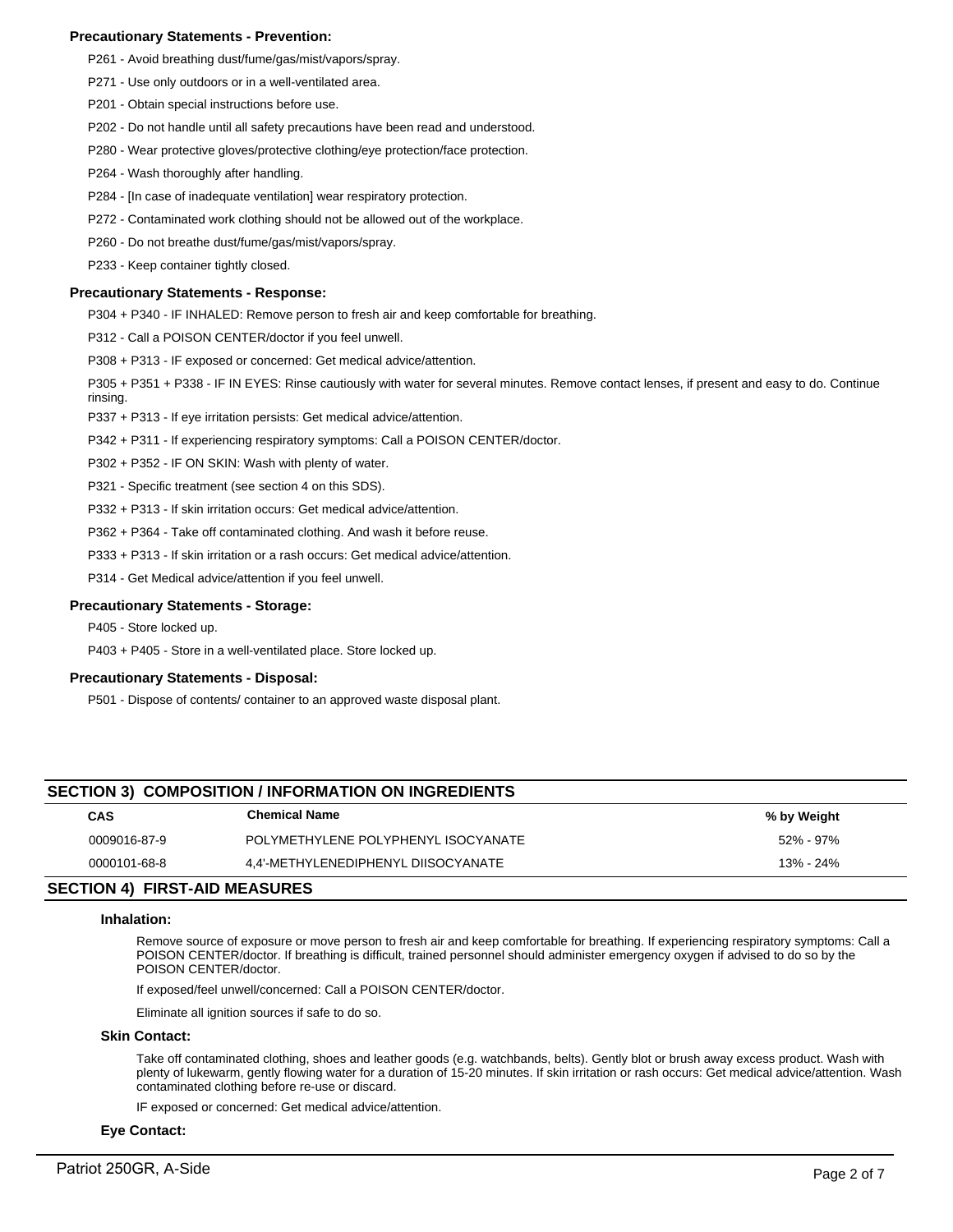### Precautionary Statements - Prevention:

P261 - Avoid breathing dust/fume/gas/mist/vapors/spray.

P271 - Use only outdoors or in a well-ventilated area.

P201 - Obtain special instructions before use.

P202 - Do not handle until all safety precautions have been read and understood.

P280 - Wear protective gloves/protective clothing/eye protection/face protection.

P264 - Wash thoroughly after handling.

P284 - [In case of inadequate ventilation] wear respiratory protection.

P272 - Contaminated work clothing should not be allowed out of the workplace.

P260 - Do not breathe dust/fume/gas/mist/vapors/spray.

P233 - Keep container tightly closed.

### Precautionary Statements - Response:

P304 + P340 - IF INHALED: Remove person to fresh air and keep comfortable for breathing.

P312 - Call a POISON CENTER/doctor if you feel unwell.

P308 + P313 - IF exposed or concerned: Get medical advice/attention.

P305 + P351 + P338 - IF IN EYES: Rinse cautiously with water for several minutes. Remove contact lenses, if present and easy to do. Continue rinsing.

P337 + P313 - If eye irritation persists: Get medical advice/attention.

P342 + P311 - If experiencing respiratory symptoms: Call a POISON CENTER/doctor.

P302 + P352 - IF ON SKIN: Wash with plenty of water.

P321 - Specific treatment (see section 4 on this SDS).

P332 + P313 - If skin irritation occurs: Get medical advice/attention.

P362 + P364 - Take off contaminated clothing. And wash it before reuse.

P333 + P313 - If skin irritation or a rash occurs: Get medical advice/attention.

P314 - Get Medical advice/attention if you feel unwell.

### Precautionary Statements - Storage:

P405 - Store locked up.

P403 + P405 - Store in a well-ventilated place. Store locked up.

### Precautionary Statements - Disposal:

P501 - Dispose of contents/ container to an approved waste disposal plant.

## SECTION 3) COMPOSITION / INFORMATION ON INGREDIENTS

| CAS | Chemical Name | % by Weight |
|---|---|---|
| 0009016-87-9 | POLYMETHYLENE POLYPHENYL ISOCYANATE | 52% - 97% |
| 0000101-68-8 | 4,4'-METHYLENEDIPHENYL DIISOCYANATE | 13% - 24% |

## SECTION 4) FIRST-AID MEASURES

### Inhalation:

Remove source of exposure or move person to fresh air and keep comfortable for breathing. If experiencing respiratory symptoms: Call a POISON CENTER/doctor. If breathing is difficult, trained personnel should administer emergency oxygen if advised to do so by the POISON CENTER/doctor.

If exposed/feel unwell/concerned: Call a POISON CENTER/doctor.

Eliminate all ignition sources if safe to do so.

### Skin Contact:

Take off contaminated clothing, shoes and leather goods (e.g. watchbands, belts). Gently blot or brush away excess product. Wash with plenty of lukewarm, gently flowing water for a duration of 15-20 minutes. If skin irritation or rash occurs: Get medical advice/attention. Wash contaminated clothing before re-use or discard.

IF exposed or concerned: Get medical advice/attention.

### Eye Contact: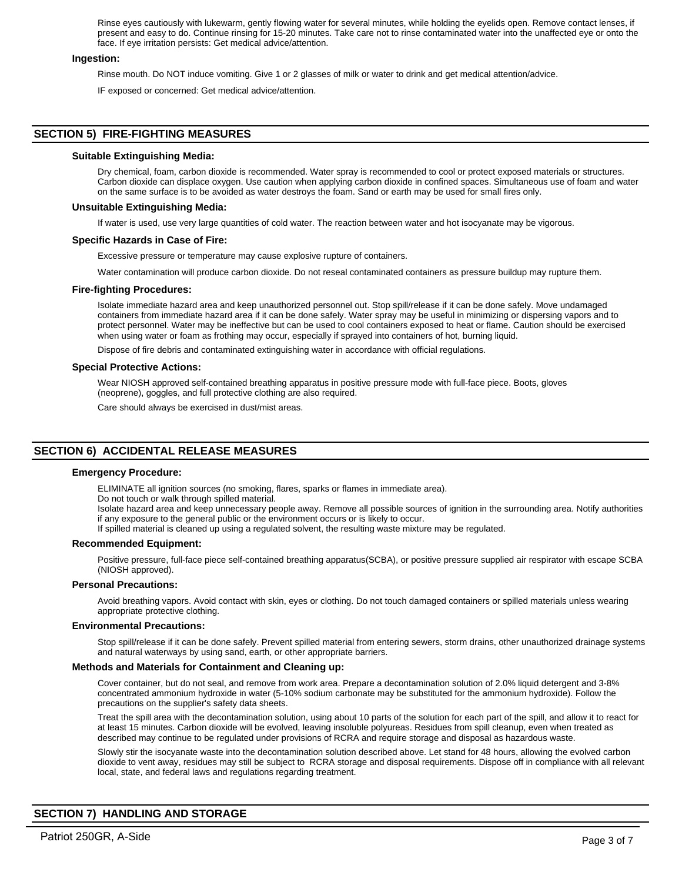Rinse eyes cautiously with lukewarm, gently flowing water for several minutes, while holding the eyelids open. Remove contact lenses, if present and easy to do. Continue rinsing for 15-20 minutes. Take care not to rinse contaminated water into the unaffected eye or onto the face. If eye irritation persists: Get medical advice/attention.

**Ingestion:**

Rinse mouth. Do NOT induce vomiting. Give 1 or 2 glasses of milk or water to drink and get medical attention/advice.

IF exposed or concerned: Get medical advice/attention.

## SECTION 5) FIRE-FIGHTING MEASURES

**Suitable Extinguishing Media:**

Dry chemical, foam, carbon dioxide is recommended. Water spray is recommended to cool or protect exposed materials or structures. Carbon dioxide can displace oxygen. Use caution when applying carbon dioxide in confined spaces. Simultaneous use of foam and water on the same surface is to be avoided as water destroys the foam. Sand or earth may be used for small fires only.

**Unsuitable Extinguishing Media:**

If water is used, use very large quantities of cold water. The reaction between water and hot isocyanate may be vigorous.

**Specific Hazards in Case of Fire:**

Excessive pressure or temperature may cause explosive rupture of containers.

Water contamination will produce carbon dioxide. Do not reseal contaminated containers as pressure buildup may rupture them.

**Fire-fighting Procedures:**

Isolate immediate hazard area and keep unauthorized personnel out. Stop spill/release if it can be done safely. Move undamaged containers from immediate hazard area if it can be done safely. Water spray may be useful in minimizing or dispersing vapors and to protect personnel. Water may be ineffective but can be used to cool containers exposed to heat or flame. Caution should be exercised when using water or foam as frothing may occur, especially if sprayed into containers of hot, burning liquid.

Dispose of fire debris and contaminated extinguishing water in accordance with official regulations.

**Special Protective Actions:**

Wear NIOSH approved self-contained breathing apparatus in positive pressure mode with full-face piece. Boots, gloves (neoprene), goggles, and full protective clothing are also required.

Care should always be exercised in dust/mist areas.

## SECTION 6) ACCIDENTAL RELEASE MEASURES

**Emergency Procedure:**

ELIMINATE all ignition sources (no smoking, flares, sparks or flames in immediate area).
Do not touch or walk through spilled material.
Isolate hazard area and keep unnecessary people away. Remove all possible sources of ignition in the surrounding area. Notify authorities if any exposure to the general public or the environment occurs or is likely to occur.
If spilled material is cleaned up using a regulated solvent, the resulting waste mixture may be regulated.

**Recommended Equipment:**

Positive pressure, full-face piece self-contained breathing apparatus(SCBA), or positive pressure supplied air respirator with escape SCBA (NIOSH approved).

**Personal Precautions:**

Avoid breathing vapors. Avoid contact with skin, eyes or clothing. Do not touch damaged containers or spilled materials unless wearing appropriate protective clothing.

**Environmental Precautions:**

Stop spill/release if it can be done safely. Prevent spilled material from entering sewers, storm drains, other unauthorized drainage systems and natural waterways by using sand, earth, or other appropriate barriers.

**Methods and Materials for Containment and Cleaning up:**

Cover container, but do not seal, and remove from work area. Prepare a decontamination solution of 2.0% liquid detergent and 3-8% concentrated ammonium hydroxide in water (5-10% sodium carbonate may be substituted for the ammonium hydroxide). Follow the precautions on the supplier's safety data sheets.

Treat the spill area with the decontamination solution, using about 10 parts of the solution for each part of the spill, and allow it to react for at least 15 minutes. Carbon dioxide will be evolved, leaving insoluble polyureas. Residues from spill cleanup, even when treated as described may continue to be regulated under provisions of RCRA and require storage and disposal as hazardous waste.

Slowly stir the isocyanate waste into the decontamination solution described above. Let stand for 48 hours, allowing the evolved carbon dioxide to vent away, residues may still be subject to RCRA storage and disposal requirements. Dispose off in compliance with all relevant local, state, and federal laws and regulations regarding treatment.

## SECTION 7) HANDLING AND STORAGE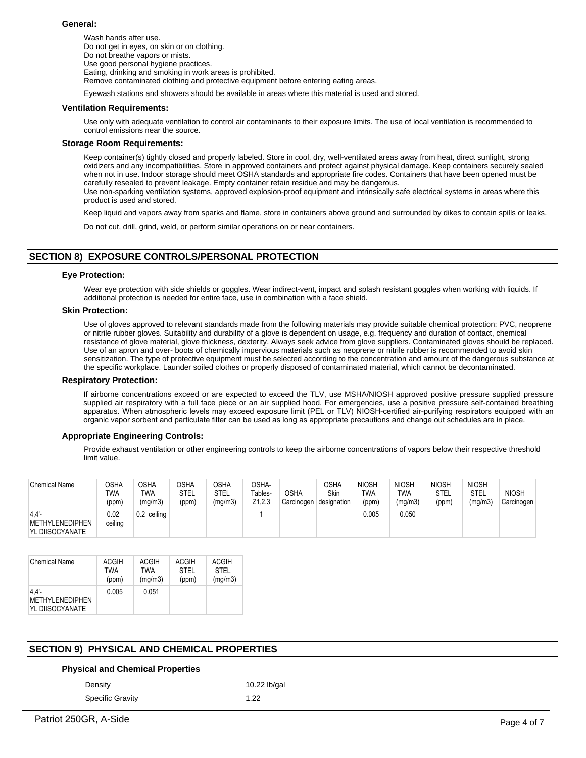### General:

Wash hands after use.
Do not get in eyes, on skin or on clothing.
Do not breathe vapors or mists.
Use good personal hygiene practices.
Eating, drinking and smoking in work areas is prohibited.
Remove contaminated clothing and protective equipment before entering eating areas.

Eyewash stations and showers should be available in areas where this material is used and stored.

### Ventilation Requirements:

Use only with adequate ventilation to control air contaminants to their exposure limits. The use of local ventilation is recommended to control emissions near the source.

### Storage Room Requirements:

Keep container(s) tightly closed and properly labeled. Store in cool, dry, well-ventilated areas away from heat, direct sunlight, strong oxidizers and any incompatibilities. Store in approved containers and protect against physical damage. Keep containers securely sealed when not in use. Indoor storage should meet OSHA standards and appropriate fire codes. Containers that have been opened must be carefully resealed to prevent leakage. Empty container retain residue and may be dangerous.
Use non-sparking ventilation systems, approved explosion-proof equipment and intrinsically safe electrical systems in areas where this product is used and stored.

Keep liquid and vapors away from sparks and flame, store in containers above ground and surrounded by dikes to contain spills or leaks.

Do not cut, drill, grind, weld, or perform similar operations on or near containers.

## SECTION 8) EXPOSURE CONTROLS/PERSONAL PROTECTION

### Eye Protection:

Wear eye protection with side shields or goggles. Wear indirect-vent, impact and splash resistant goggles when working with liquids. If additional protection is needed for entire face, use in combination with a face shield.

### Skin Protection:

Use of gloves approved to relevant standards made from the following materials may provide suitable chemical protection: PVC, neoprene or nitrile rubber gloves. Suitability and durability of a glove is dependent on usage, e.g. frequency and duration of contact, chemical resistance of glove material, glove thickness, dexterity. Always seek advice from glove suppliers. Contaminated gloves should be replaced. Use of an apron and over- boots of chemically impervious materials such as neoprene or nitrile rubber is recommended to avoid skin sensitization. The type of protective equipment must be selected according to the concentration and amount of the dangerous substance at the specific workplace. Launder soiled clothes or properly disposed of contaminated material, which cannot be decontaminated.

### Respiratory Protection:

If airborne concentrations exceed or are expected to exceed the TLV, use MSHA/NIOSH approved positive pressure supplied pressure supplied air respiratory with a full face piece or an air supplied hood. For emergencies, use a positive pressure self-contained breathing apparatus. When atmospheric levels may exceed exposure limit (PEL or TLV) NIOSH-certified air-purifying respirators equipped with an organic vapor sorbent and particulate filter can be used as long as appropriate precautions and change out schedules are in place.

### Appropriate Engineering Controls:

Provide exhaust ventilation or other engineering controls to keep the airborne concentrations of vapors below their respective threshold limit value.

| Chemical Name | OSHA TWA (ppm) | OSHA TWA (mg/m3) | OSHA STEL (ppm) | OSHA STEL (mg/m3) | OSHA- Tables- Z1,2,3 | OSHA Carcinogen | OSHA Skin designation | NIOSH TWA (ppm) | NIOSH TWA (mg/m3) | NIOSH STEL (ppm) | NIOSH STEL (mg/m3) | NIOSH Carcinogen |
|---|---|---|---|---|---|---|---|---|---|---|---|---|
| 4,4'-METHYLENEDIPHENYL DIISOCYANATE | 0.02 ceiling | 0.2 ceiling | | | 1 | | | 0.005 | 0.050 | | | |

| Chemical Name | ACGIH TWA (ppm) | ACGIH TWA (mg/m3) | ACGIH STEL (ppm) | ACGIH STEL (mg/m3) |
|---|---|---|---|---|
| 4,4'-METHYLENEDIPHENYL DIISOCYANATE | 0.005 | 0.051 | | |

## SECTION 9) PHYSICAL AND CHEMICAL PROPERTIES

### Physical and Chemical Properties

| | |
|---|---|
| Density | 10.22 lb/gal |
| Specific Gravity | 1.22 |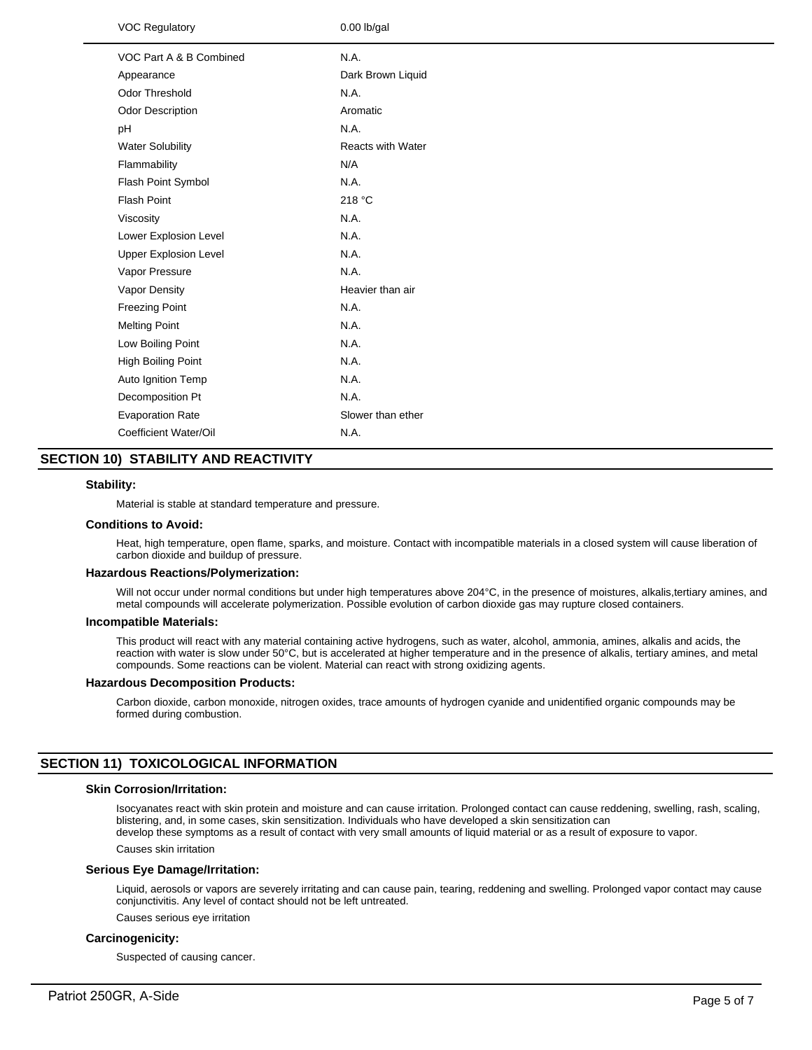| Property | Value |
|---|---|
| VOC Regulatory | 0.00 lb/gal |
| VOC Part A & B Combined | N.A. |
| Appearance | Dark Brown Liquid |
| Odor Threshold | N.A. |
| Odor Description | Aromatic |
| pH | N.A. |
| Water Solubility | Reacts with Water |
| Flammability | N/A |
| Flash Point Symbol | N.A. |
| Flash Point | 218 °C |
| Viscosity | N.A. |
| Lower Explosion Level | N.A. |
| Upper Explosion Level | N.A. |
| Vapor Pressure | N.A. |
| Vapor Density | Heavier than air |
| Freezing Point | N.A. |
| Melting Point | N.A. |
| Low Boiling Point | N.A. |
| High Boiling Point | N.A. |
| Auto Ignition Temp | N.A. |
| Decomposition Pt | N.A. |
| Evaporation Rate | Slower than ether |
| Coefficient Water/Oil | N.A. |

## SECTION 10) STABILITY AND REACTIVITY

### Stability:

Material is stable at standard temperature and pressure.

### Conditions to Avoid:

Heat, high temperature, open flame, sparks, and moisture. Contact with incompatible materials in a closed system will cause liberation of carbon dioxide and buildup of pressure.

### Hazardous Reactions/Polymerization:

Will not occur under normal conditions but under high temperatures above 204°C, in the presence of moistures, alkalis,tertiary amines, and metal compounds will accelerate polymerization. Possible evolution of carbon dioxide gas may rupture closed containers.

### Incompatible Materials:

This product will react with any material containing active hydrogens, such as water, alcohol, ammonia, amines, alkalis and acids, the reaction with water is slow under 50°C, but is accelerated at higher temperature and in the presence of alkalis, tertiary amines, and metal compounds. Some reactions can be violent. Material can react with strong oxidizing agents.

### Hazardous Decomposition Products:

Carbon dioxide, carbon monoxide, nitrogen oxides, trace amounts of hydrogen cyanide and unidentified organic compounds may be formed during combustion.

## SECTION 11) TOXICOLOGICAL INFORMATION

### Skin Corrosion/Irritation:

Isocyanates react with skin protein and moisture and can cause irritation. Prolonged contact can cause reddening, swelling, rash, scaling, blistering, and, in some cases, skin sensitization. Individuals who have developed a skin sensitization can develop these symptoms as a result of contact with very small amounts of liquid material or as a result of exposure to vapor.

Causes skin irritation

### Serious Eye Damage/Irritation:

Liquid, aerosols or vapors are severely irritating and can cause pain, tearing, reddening and swelling. Prolonged vapor contact may cause conjunctivitis. Any level of contact should not be left untreated.

Causes serious eye irritation

### Carcinogenicity:

Suspected of causing cancer.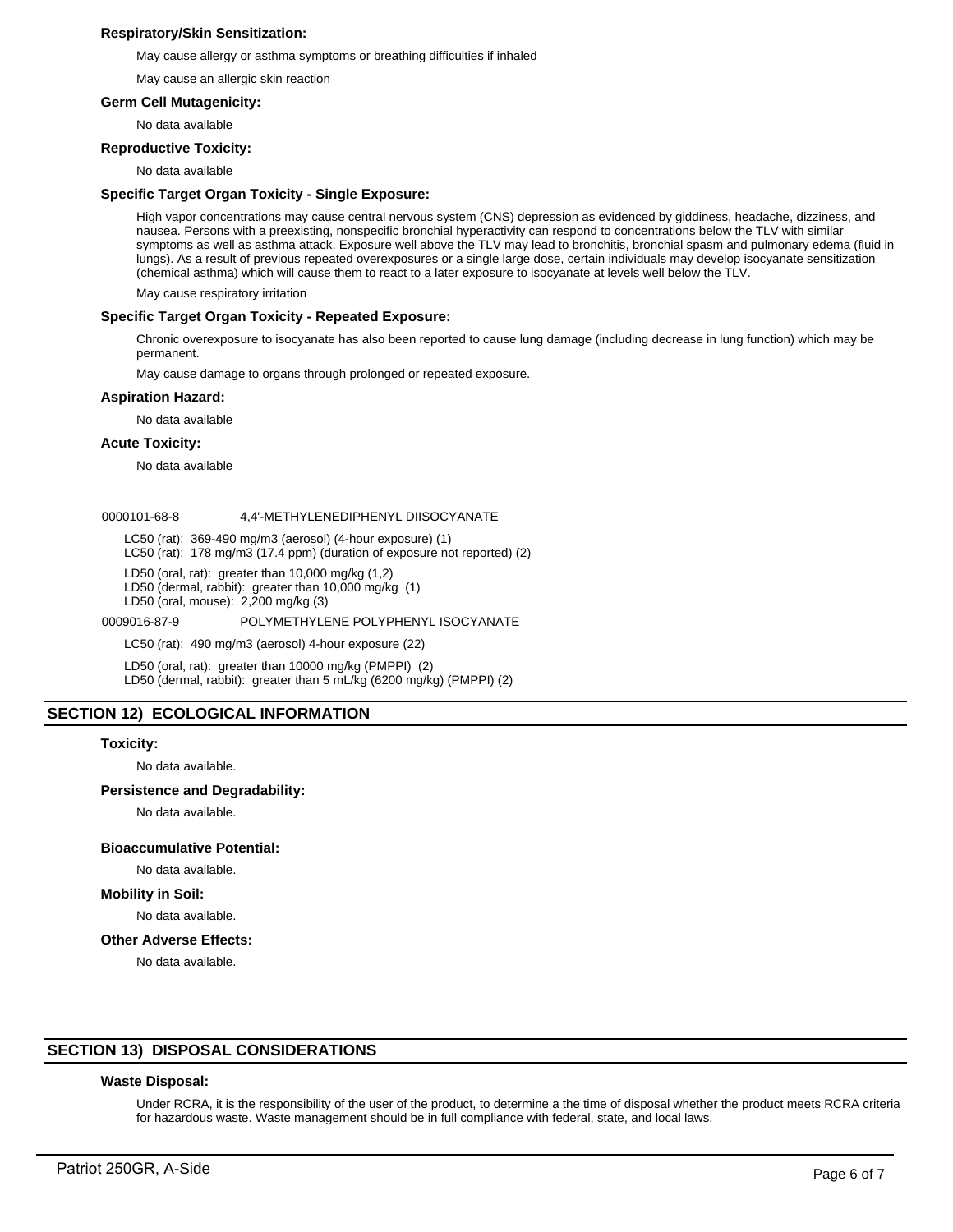### Respiratory/Skin Sensitization:

May cause allergy or asthma symptoms or breathing difficulties if inhaled

May cause an allergic skin reaction

### Germ Cell Mutagenicity:

No data available

### Reproductive Toxicity:

No data available

### Specific Target Organ Toxicity - Single Exposure:

High vapor concentrations may cause central nervous system (CNS) depression as evidenced by giddiness, headache, dizziness, and nausea. Persons with a preexisting, nonspecific bronchial hyperactivity can respond to concentrations below the TLV with similar symptoms as well as asthma attack. Exposure well above the TLV may lead to bronchitis, bronchial spasm and pulmonary edema (fluid in lungs). As a result of previous repeated overexposures or a single large dose, certain individuals may develop isocyanate sensitization (chemical asthma) which will cause them to react to a later exposure to isocyanate at levels well below the TLV.

May cause respiratory irritation

### Specific Target Organ Toxicity - Repeated Exposure:

Chronic overexposure to isocyanate has also been reported to cause lung damage (including decrease in lung function) which may be permanent.

May cause damage to organs through prolonged or repeated exposure.

### Aspiration Hazard:

No data available

### Acute Toxicity:

No data available

0000101-68-8 4,4'-METHYLENEDIPHENYL DIISOCYANATE

LC50 (rat): 369-490 mg/m3 (aerosol) (4-hour exposure) (1)
LC50 (rat): 178 mg/m3 (17.4 ppm) (duration of exposure not reported) (2)

LD50 (oral, rat): greater than 10,000 mg/kg (1,2)
LD50 (dermal, rabbit): greater than 10,000 mg/kg (1)
LD50 (oral, mouse): 2,200 mg/kg (3)

0009016-87-9 POLYMETHYLENE POLYPHENYL ISOCYANATE

LC50 (rat): 490 mg/m3 (aerosol) 4-hour exposure (22)

LD50 (oral, rat): greater than 10000 mg/kg (PMPPI) (2)
LD50 (dermal, rabbit): greater than 5 mL/kg (6200 mg/kg) (PMPPI) (2)

## SECTION 12) ECOLOGICAL INFORMATION

### Toxicity:

No data available.

### Persistence and Degradability:

No data available.

### Bioaccumulative Potential:

No data available.

### Mobility in Soil:

No data available.

### Other Adverse Effects:

No data available.

## SECTION 13) DISPOSAL CONSIDERATIONS

### Waste Disposal:

Under RCRA, it is the responsibility of the user of the product, to determine a the time of disposal whether the product meets RCRA criteria for hazardous waste. Waste management should be in full compliance with federal, state, and local laws.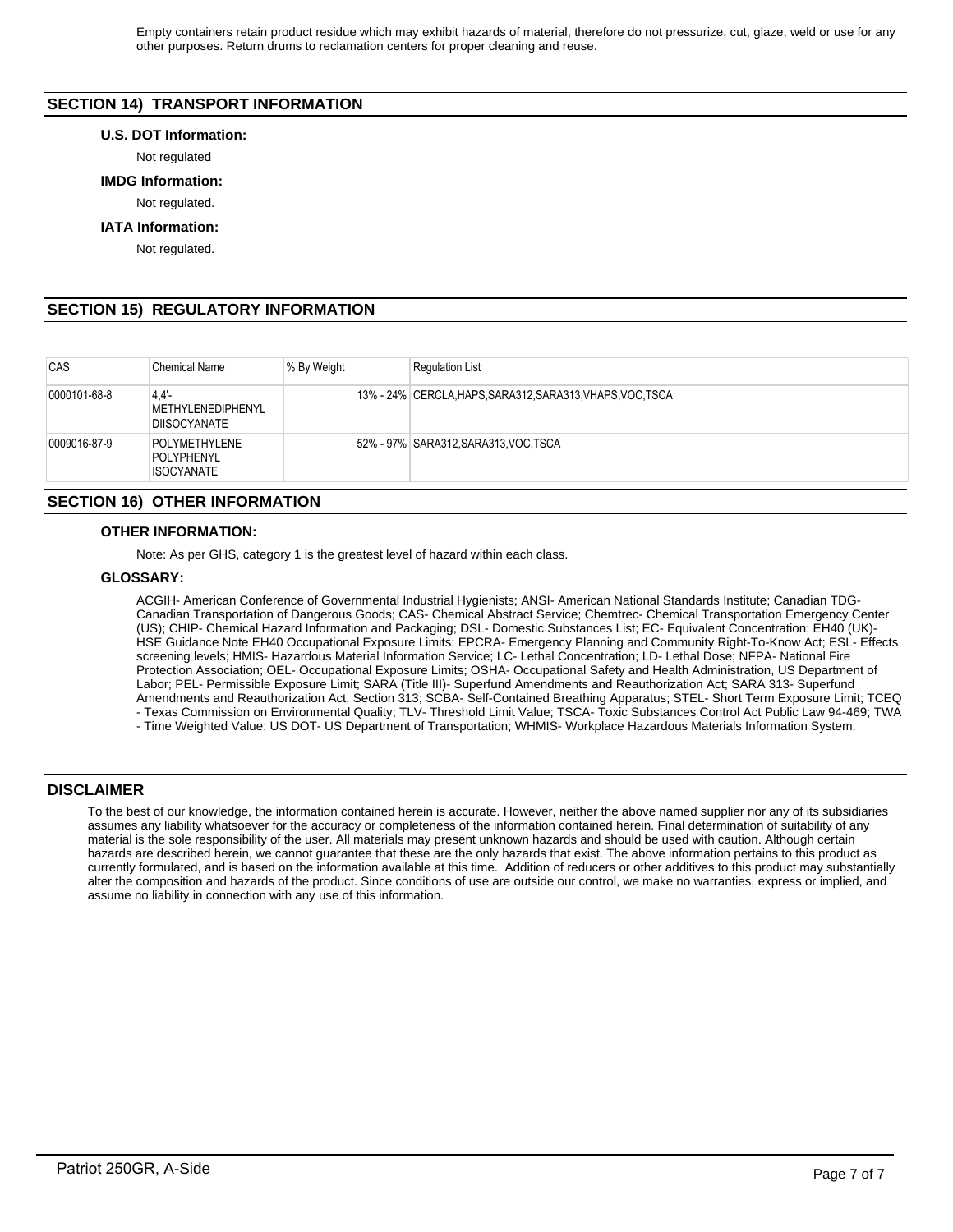Empty containers retain product residue which may exhibit hazards of material, therefore do not pressurize, cut, glaze, weld or use for any other purposes. Return drums to reclamation centers for proper cleaning and reuse.

## SECTION 14) TRANSPORT INFORMATION

### U.S. DOT Information:

Not regulated

### IMDG Information:

Not regulated.

### IATA Information:

Not regulated.

## SECTION 15) REGULATORY INFORMATION

| CAS | Chemical Name | % By Weight | Regulation List |
|---|---|---|---|
| 0000101-68-8 | 4,4'-METHYLENEDIPHENYL DIISOCYANATE | 13% - 24% | CERCLA,HAPS,SARA312,SARA313,VHAPS,VOC,TSCA |
| 0009016-87-9 | POLYMETHYLENE POLYPHENYL ISOCYANATE | 52% - 97% | SARA312,SARA313,VOC,TSCA |

## SECTION 16) OTHER INFORMATION

### OTHER INFORMATION:

Note: As per GHS, category 1 is the greatest level of hazard within each class.

### GLOSSARY:

ACGIH- American Conference of Governmental Industrial Hygienists; ANSI- American National Standards Institute; Canadian TDG- Canadian Transportation of Dangerous Goods; CAS- Chemical Abstract Service; Chemtrec- Chemical Transportation Emergency Center (US); CHIP- Chemical Hazard Information and Packaging; DSL- Domestic Substances List; EC- Equivalent Concentration; EH40 (UK)- HSE Guidance Note EH40 Occupational Exposure Limits; EPCRA- Emergency Planning and Community Right-To-Know Act; ESL- Effects screening levels; HMIS- Hazardous Material Information Service; LC- Lethal Concentration; LD- Lethal Dose; NFPA- National Fire Protection Association; OEL- Occupational Exposure Limits; OSHA- Occupational Safety and Health Administration, US Department of Labor; PEL- Permissible Exposure Limit; SARA (Title III)- Superfund Amendments and Reauthorization Act; SARA 313- Superfund Amendments and Reauthorization Act, Section 313; SCBA- Self-Contained Breathing Apparatus; STEL- Short Term Exposure Limit; TCEQ - Texas Commission on Environmental Quality; TLV- Threshold Limit Value; TSCA- Toxic Substances Control Act Public Law 94-469; TWA - Time Weighted Value; US DOT- US Department of Transportation; WHMIS- Workplace Hazardous Materials Information System.

## DISCLAIMER

To the best of our knowledge, the information contained herein is accurate. However, neither the above named supplier nor any of its subsidiaries assumes any liability whatsoever for the accuracy or completeness of the information contained herein. Final determination of suitability of any material is the sole responsibility of the user. All materials may present unknown hazards and should be used with caution. Although certain hazards are described herein, we cannot guarantee that these are the only hazards that exist. The above information pertains to this product as currently formulated, and is based on the information available at this time. Addition of reducers or other additives to this product may substantially alter the composition and hazards of the product. Since conditions of use are outside our control, we make no warranties, express or implied, and assume no liability in connection with any use of this information.